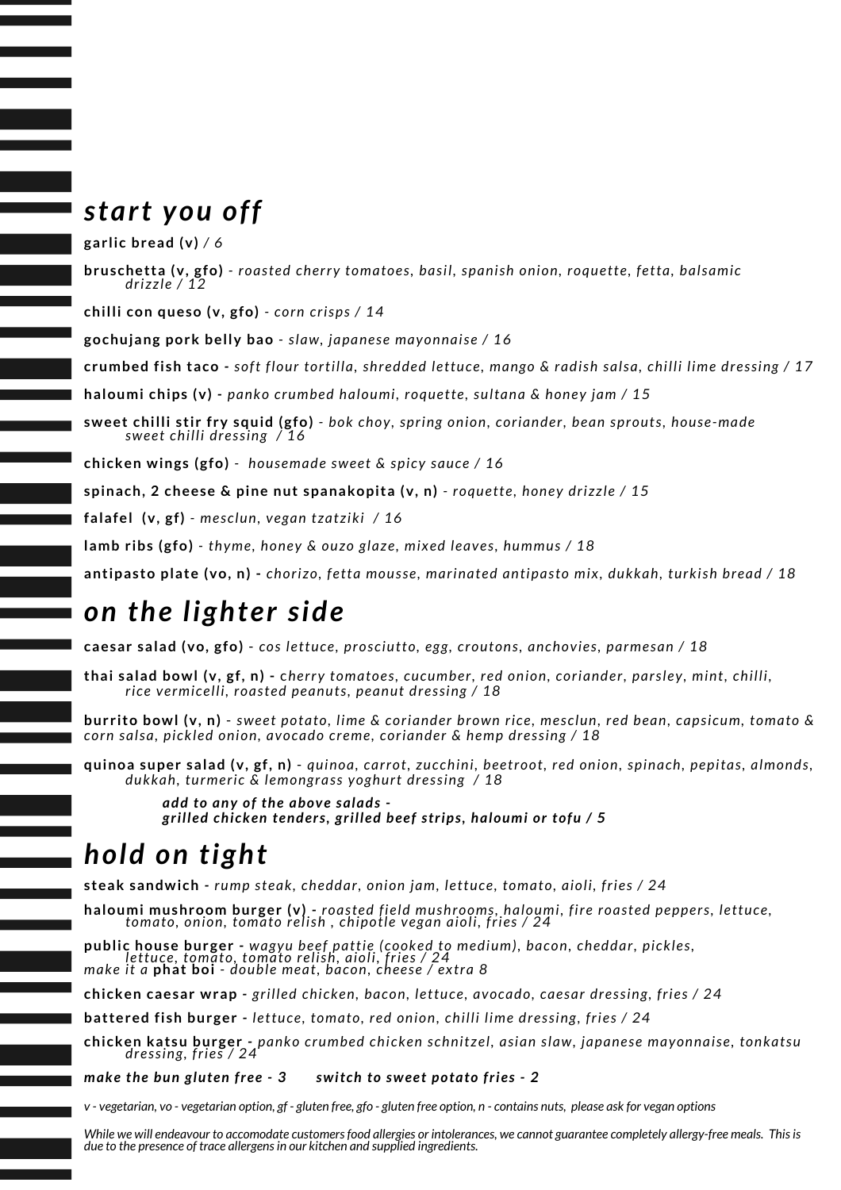## *start you off*

**garlic bread (v)** */ 6*

**bruschetta (v, gfo)** - *roasted cherry tomatoes, basil, spanish onion, roquette, fetta, balsamic drizzle / 12*

**chilli con queso (v, gfo)** - *corn crisps / 14*

**gochujang pork belly bao** - *slaw, japanese mayonnaise / 16*

**crumbed fish taco -** *soft flour tortilla, shredded lettuce, mango & radish salsa, chilli lime dressing / 17*

**haloumi chips (v) -** *panko crumbed haloumi, roquette, sultana & honey jam / 15*

**sweet chilli stir fry squid (gfo)** - *bok choy, spring onion, coriander, bean sprouts, house-made sweet chilli dressing / 16*

**chicken wings (gfo)** - *housemade sweet & spicy sauce / 16*

**spinach, 2 cheese & pine nut spanakopita (v, n)** - *roquette, honey drizzle / 15*

**falafel (v, gf)** - *mesclun, vegan tzatziki / 16*

**lamb ribs (gfo)** - *thyme, honey & ouzo glaze, mixed leaves, hummus / 18*

**antipasto plate (vo, n) -** *chorizo, fetta mousse, marinated antipasto mix, dukkah, turkish bread / 18*

## *on the lighter side*

**caesar salad (vo, gfo)** - *cos lettuce, prosciutto, egg, croutons, anchovies, parmesan / 18*

**thai salad bowl (v, gf, n) -** *cherry tomatoes, cucumber, red onion, coriander, parsley, mint, chilli, rice vermicelli, roasted peanuts, peanut dressing / 18*

**burrito bowl (v, n)** - *sweet potato, lime & coriander brown rice, mesclun, red bean, capsicum, tomato & corn salsa, pickled onion, avocado creme, coriander & hemp dressing / 18*

**quinoa super salad (v, gf, n)** - *quinoa, carrot, zucchini, beetroot, red onion, spinach, pepitas, almonds, dukkah, turmeric & lemongrass yoghurt dressing / 18*

***add to any of the above salads -***
***grilled chicken tenders, grilled beef strips, haloumi or tofu / 5***

## *hold on tight*

**steak sandwich -** *rump steak, cheddar, onion jam, lettuce, tomato, aioli, fries / 24*

**haloumi mushroom burger (v) -** *roasted field mushrooms, haloumi, fire roasted peppers, lettuce, tomato, onion, tomato relish , chipotle vegan aioli, fries / 24*

**public house burger -** *wagyu beef pattie (cooked to medium), bacon, cheddar, pickles, lettuce, tomato, tomato relish, aioli, fries / 24*
*make it a* **phat boi** - *double meat, bacon, cheese / extra 8*

**chicken caesar wrap -** *grilled chicken, bacon, lettuce, avocado, caesar dressing, fries / 24*

**battered fish burger -** *lettuce, tomato, red onion, chilli lime dressing, fries / 24*

**chicken katsu burger -** *panko crumbed chicken schnitzel, asian slaw, japanese mayonnaise, tonkatsu dressing, fries / 24*

***make the bun gluten free - 3 switch to sweet potato fries - 2***

*v - vegetarian, vo - vegetarian option, gf - gluten free, gfo - gluten free option, n - contains nuts, please ask for vegan options*

*While we will endeavour to accomodate customers food allergies or intolerances, we cannot guarantee completely allergy-free meals. This is due to the presence of trace allergens in our kitchen and supplied ingredients.*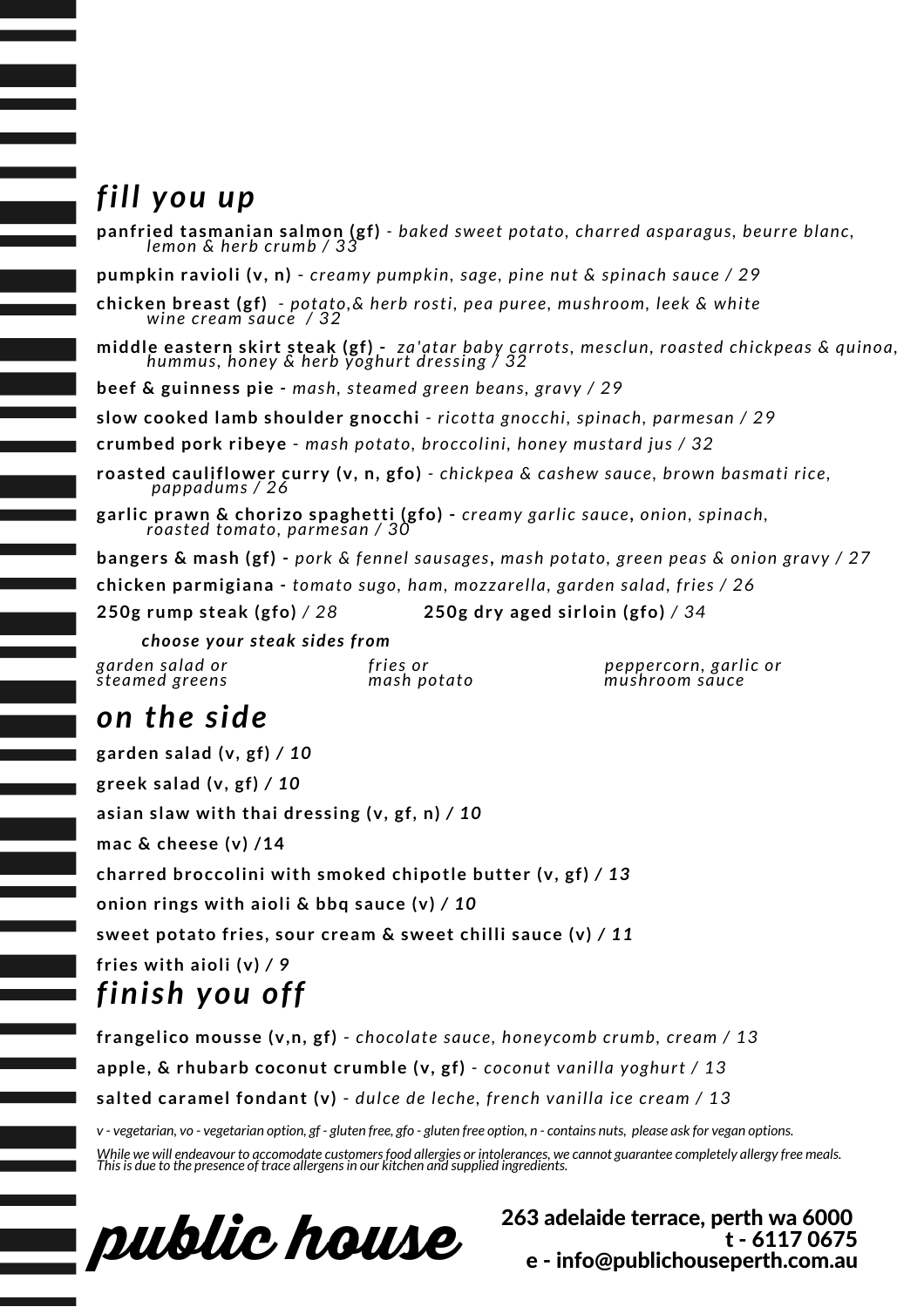## *fill you up*

**panfried tasmanian salmon (gf)** - *baked sweet potato, charred asparagus, beurre blanc, lemon & herb crumb / 33*

**pumpkin ravioli (v, n)** - *creamy pumpkin, sage, pine nut & spinach sauce / 29*

**chicken breast (gf)** - *potato,& herb rosti, pea puree, mushroom, leek & white wine cream sauce / 32*

**middle eastern skirt steak (gf)** - *za'atar baby carrots, mesclun, roasted chickpeas & quinoa, hummus, honey & herb yoghurt dressing / 32*

**beef & guinness pie** - *mash, steamed green beans, gravy / 29*

**slow cooked lamb shoulder gnocchi** - *ricotta gnocchi, spinach, parmesan / 29*

**crumbed pork ribeye** - *mash potato, broccolini, honey mustard jus / 32*

**roasted cauliflower curry (v, n, gfo)** - *chickpea & cashew sauce, brown basmati rice, pappadums / 26*

**garlic prawn & chorizo spaghetti (gfo)** - *creamy garlic sauce, onion, spinach, roasted tomato, parmesan / 30*

**bangers & mash (gf)** - *pork & fennel sausages, mash potato, green peas & onion gravy / 27*

**chicken parmigiana** - *tomato sugo, ham, mozzarella, garden salad, fries / 26*

**250g rump steak (gfo)** */ 28* **250g dry aged sirloin (gfo)** */ 34*

***choose your steak sides from***

*garden salad or steamed greens* — *fries or mash potato* — *peppercorn, garlic or mushroom sauce*

## *on the side*

**garden salad (v, gf)** */ 10*

**greek salad (v, gf)** */ 10*

**asian slaw with thai dressing (v, gf, n)** */ 10*

**mac & cheese (v) /14**

**charred broccolini with smoked chipotle butter (v, gf)** */ 13*

**onion rings with aioli & bbq sauce (v)** */ 10*

**sweet potato fries, sour cream & sweet chilli sauce (v)** */ 11*

**fries with aioli (v)** */ 9*

## *finish you off*

**frangelico mousse (v,n, gf)** - *chocolate sauce, honeycomb crumb, cream / 13*

**apple, & rhubarb coconut crumble (v, gf)** - *coconut vanilla yoghurt / 13*

**salted caramel fondant (v)** - *dulce de leche, french vanilla ice cream / 13*

*v - vegetarian, vo - vegetarian option, gf - gluten free, gfo - gluten free option, n - contains nuts, please ask for vegan options.*

*While we will endeavour to accomodate customers food allergies or intolerances, we cannot guarantee completely allergy free meals. This is due to the presence of trace allergens in our kitchen and supplied ingredients.*

**public house**

**263 adelaide terrace, perth wa 6000**
**t - 6117 0675**
**e - info@publichouseperth.com.au**